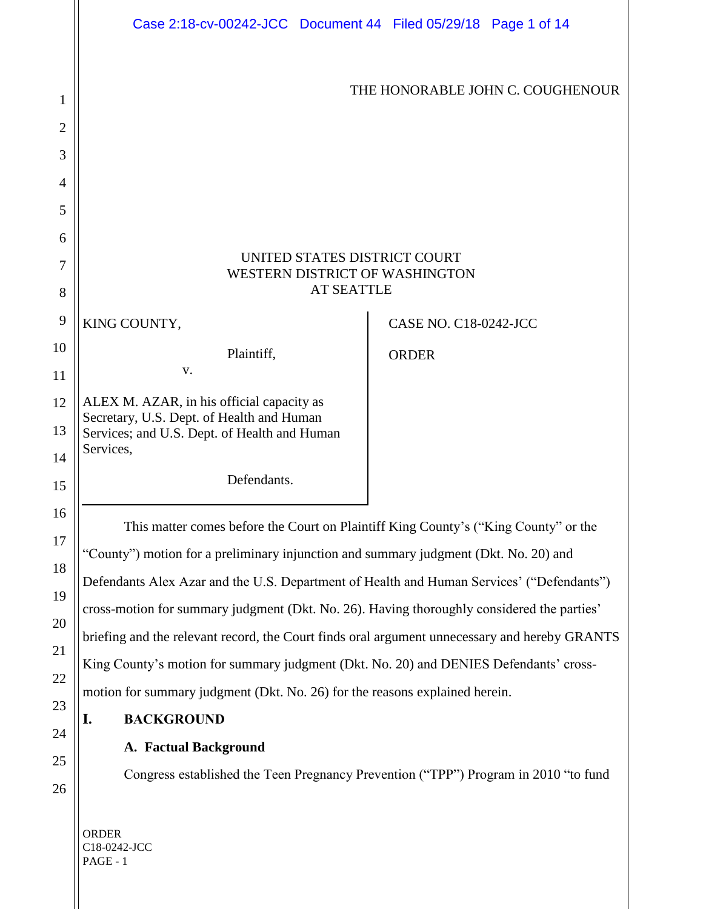THE HONORABLE JOHN C. COUGHENOUR

UNITED STATES DISTRICT COURT
WESTERN DISTRICT OF WASHINGTON
AT SEATTLE

KING COUNTY,

Plaintiff,

v.

ALEX M. AZAR, in his official capacity as Secretary, U.S. Dept. of Health and Human Services; and U.S. Dept. of Health and Human Services,

Defendants.

CASE NO. C18-0242-JCC

ORDER

This matter comes before the Court on Plaintiff King County's ("King County" or the "County") motion for a preliminary injunction and summary judgment (Dkt. No. 20) and Defendants Alex Azar and the U.S. Department of Health and Human Services' ("Defendants") cross-motion for summary judgment (Dkt. No. 26). Having thoroughly considered the parties' briefing and the relevant record, the Court finds oral argument unnecessary and hereby GRANTS King County's motion for summary judgment (Dkt. No. 20) and DENIES Defendants' cross-motion for summary judgment (Dkt. No. 26) for the reasons explained herein.

## I. BACKGROUND

### A. Factual Background

Congress established the Teen Pregnancy Prevention ("TPP") Program in 2010 "to fund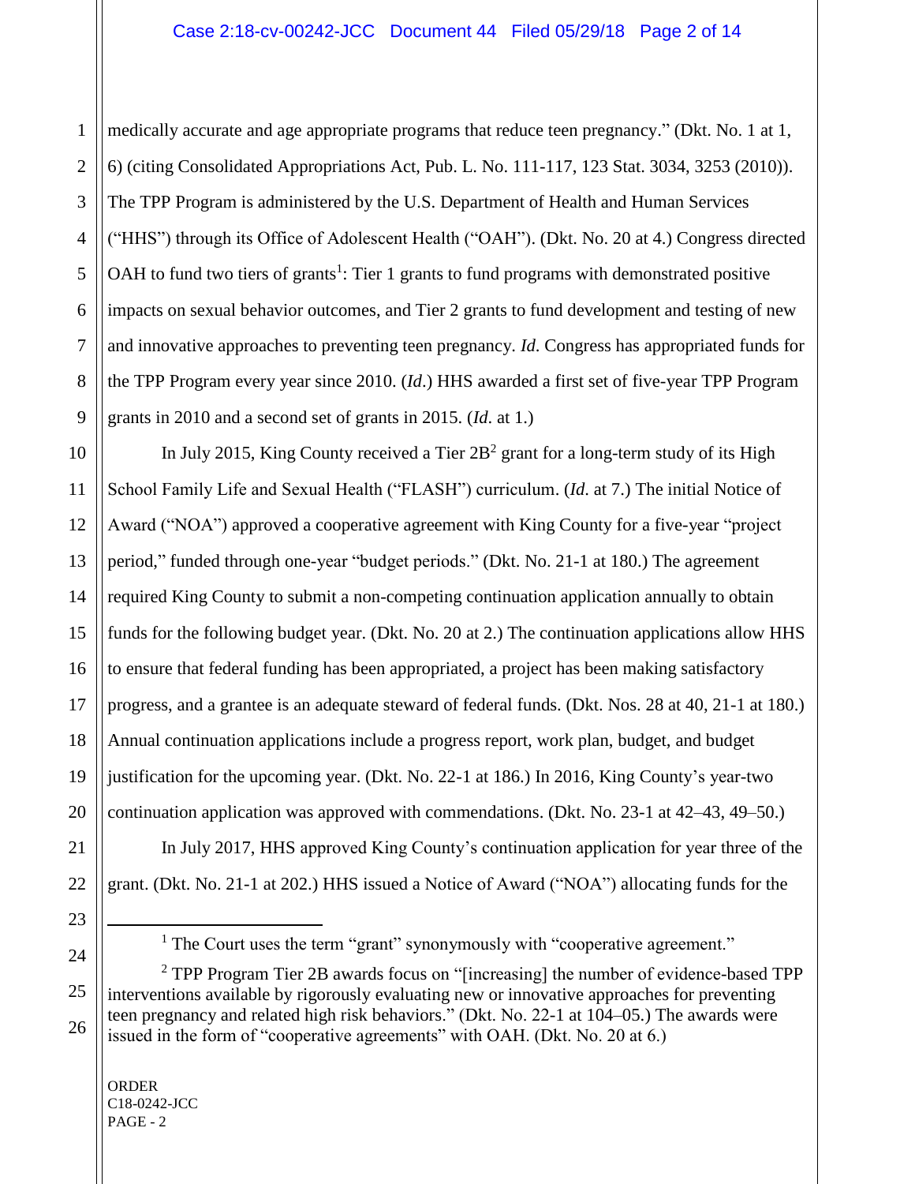medically accurate and age appropriate programs that reduce teen pregnancy." (Dkt. No. 1 at 1, 6) (citing Consolidated Appropriations Act, Pub. L. No. 111-117, 123 Stat. 3034, 3253 (2010)). The TPP Program is administered by the U.S. Department of Health and Human Services ("HHS") through its Office of Adolescent Health ("OAH"). (Dkt. No. 20 at 4.) Congress directed OAH to fund two tiers of grants[1]: Tier 1 grants to fund programs with demonstrated positive impacts on sexual behavior outcomes, and Tier 2 grants to fund development and testing of new and innovative approaches to preventing teen pregnancy. *Id*. Congress has appropriated funds for the TPP Program every year since 2010. (*Id*.) HHS awarded a first set of five-year TPP Program grants in 2010 and a second set of grants in 2015. (*Id*. at 1.)

In July 2015, King County received a Tier 2B[2] grant for a long-term study of its High School Family Life and Sexual Health ("FLASH") curriculum. (*Id*. at 7.) The initial Notice of Award ("NOA") approved a cooperative agreement with King County for a five-year "project period," funded through one-year "budget periods." (Dkt. No. 21-1 at 180.) The agreement required King County to submit a non-competing continuation application annually to obtain funds for the following budget year. (Dkt. No. 20 at 2.) The continuation applications allow HHS to ensure that federal funding has been appropriated, a project has been making satisfactory progress, and a grantee is an adequate steward of federal funds. (Dkt. Nos. 28 at 40, 21-1 at 180.) Annual continuation applications include a progress report, work plan, budget, and budget justification for the upcoming year. (Dkt. No. 22-1 at 186.) In 2016, King County's year-two continuation application was approved with commendations. (Dkt. No. 23-1 at 42–43, 49–50.)

In July 2017, HHS approved King County's continuation application for year three of the grant. (Dkt. No. 21-1 at 202.) HHS issued a Notice of Award ("NOA") allocating funds for the

---

[1] The Court uses the term "grant" synonymously with "cooperative agreement."

[2] TPP Program Tier 2B awards focus on "[increasing] the number of evidence-based TPP interventions available by rigorously evaluating new or innovative approaches for preventing teen pregnancy and related high risk behaviors." (Dkt. No. 22-1 at 104–05.) The awards were issued in the form of "cooperative agreements" with OAH. (Dkt. No. 20 at 6.)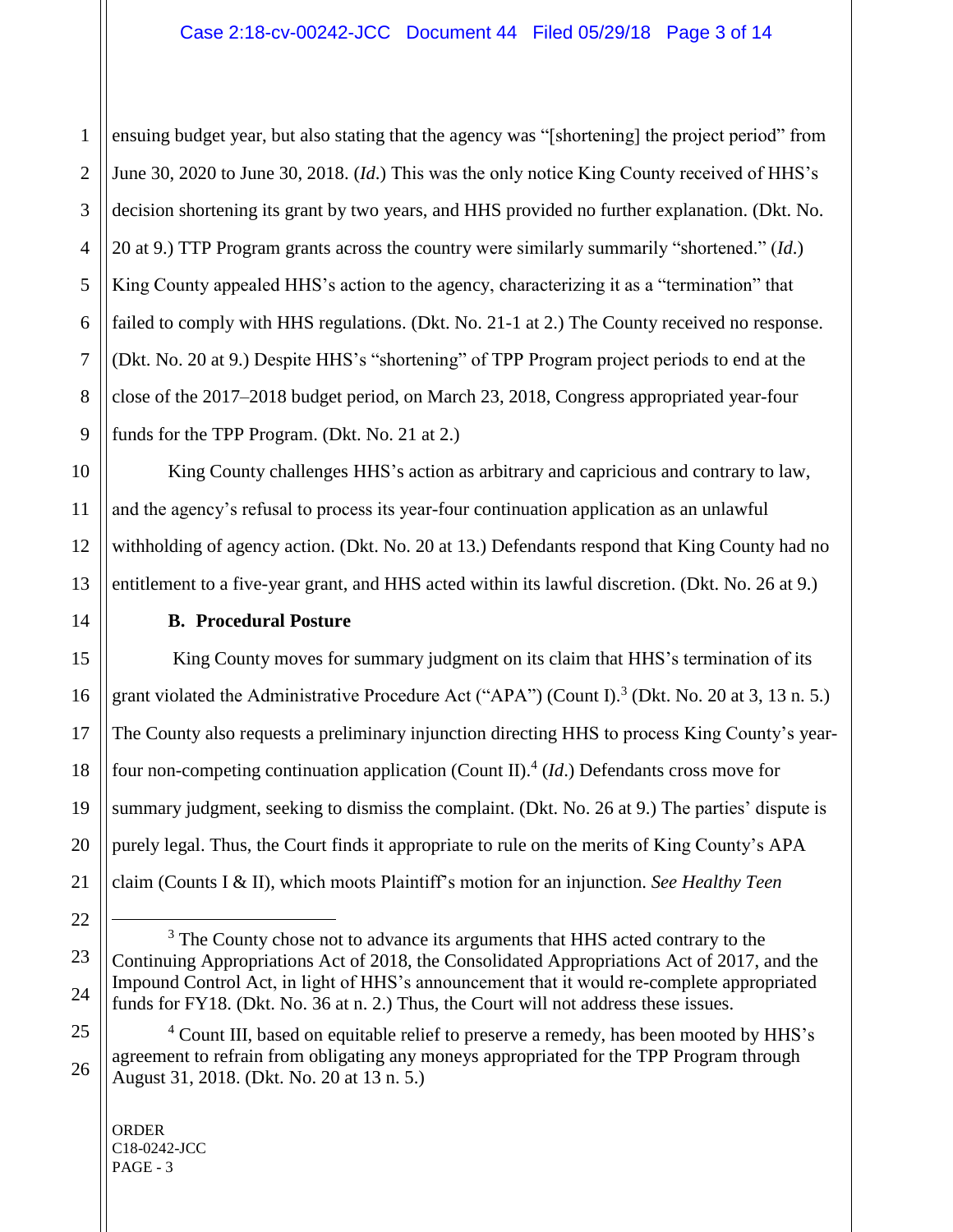ensuing budget year, but also stating that the agency was "[shortening] the project period" from June 30, 2020 to June 30, 2018. (*Id.*) This was the only notice King County received of HHS's decision shortening its grant by two years, and HHS provided no further explanation. (Dkt. No. 20 at 9.) TTP Program grants across the country were similarly summarily "shortened." (*Id.*) King County appealed HHS's action to the agency, characterizing it as a "termination" that failed to comply with HHS regulations. (Dkt. No. 21-1 at 2.) The County received no response. (Dkt. No. 20 at 9.) Despite HHS's "shortening" of TPP Program project periods to end at the close of the 2017–2018 budget period, on March 23, 2018, Congress appropriated year-four funds for the TPP Program. (Dkt. No. 21 at 2.)

King County challenges HHS's action as arbitrary and capricious and contrary to law, and the agency's refusal to process its year-four continuation application as an unlawful withholding of agency action. (Dkt. No. 20 at 13.) Defendants respond that King County had no entitlement to a five-year grant, and HHS acted within its lawful discretion. (Dkt. No. 26 at 9.)

**B. Procedural Posture**

King County moves for summary judgment on its claim that HHS's termination of its grant violated the Administrative Procedure Act ("APA") (Count I).[3] (Dkt. No. 20 at 3, 13 n. 5.) The County also requests a preliminary injunction directing HHS to process King County's year-four non-competing continuation application (Count II).[4] (*Id.*) Defendants cross move for summary judgment, seeking to dismiss the complaint. (Dkt. No. 26 at 9.) The parties' dispute is purely legal. Thus, the Court finds it appropriate to rule on the merits of King County's APA claim (Counts I & II), which moots Plaintiff's motion for an injunction. *See Healthy Teen*

---

[3] The County chose not to advance its arguments that HHS acted contrary to the Continuing Appropriations Act of 2018, the Consolidated Appropriations Act of 2017, and the Impound Control Act, in light of HHS's announcement that it would re-complete appropriated funds for FY18. (Dkt. No. 36 at n. 2.) Thus, the Court will not address these issues.

[4] Count III, based on equitable relief to preserve a remedy, has been mooted by HHS's agreement to refrain from obligating any moneys appropriated for the TPP Program through August 31, 2018. (Dkt. No. 20 at 13 n. 5.)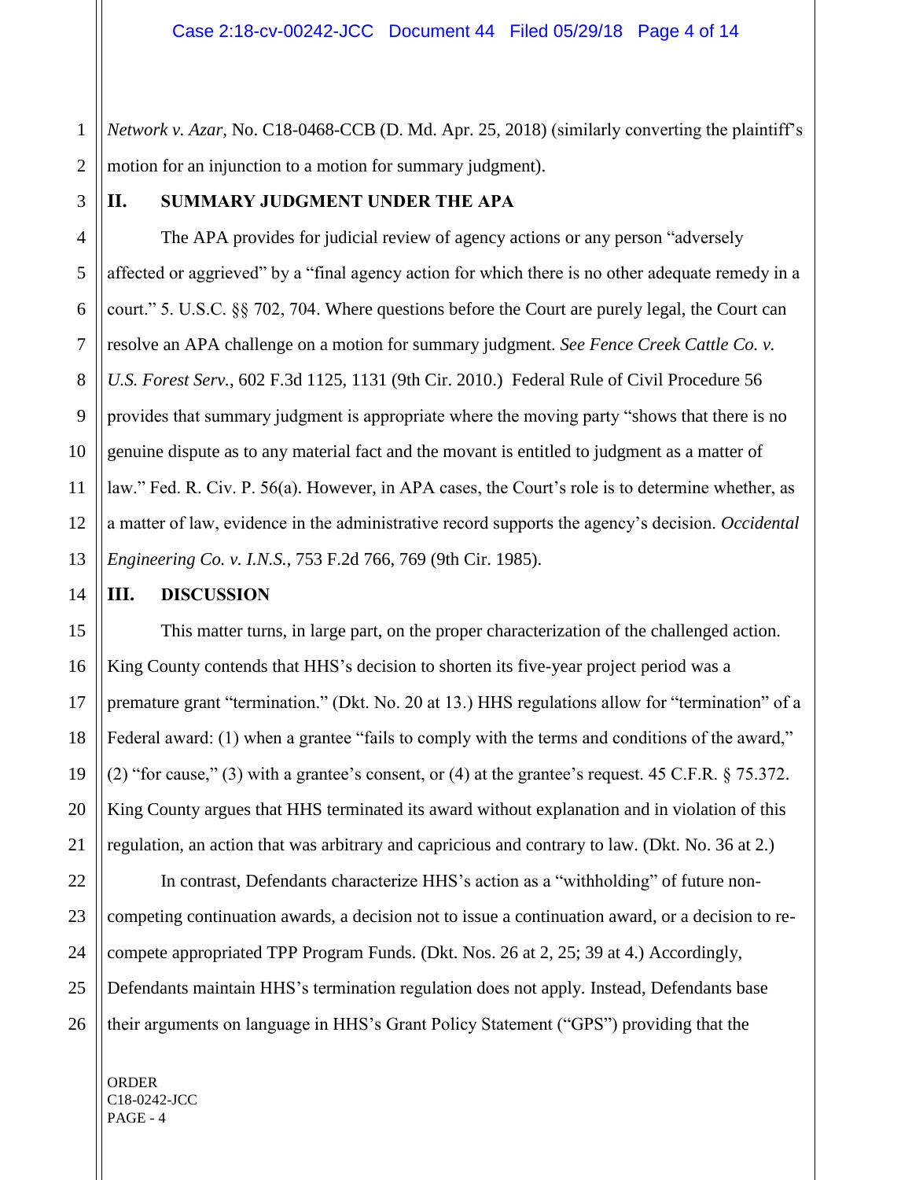*Network v. Azar*, No. C18-0468-CCB (D. Md. Apr. 25, 2018) (similarly converting the plaintiff's motion for an injunction to a motion for summary judgment).

## II. SUMMARY JUDGMENT UNDER THE APA

The APA provides for judicial review of agency actions or any person "adversely affected or aggrieved" by a "final agency action for which there is no other adequate remedy in a court." 5. U.S.C. §§ 702, 704. Where questions before the Court are purely legal, the Court can resolve an APA challenge on a motion for summary judgment. *See Fence Creek Cattle Co. v. U.S. Forest Serv.*, 602 F.3d 1125, 1131 (9th Cir. 2010.) Federal Rule of Civil Procedure 56 provides that summary judgment is appropriate where the moving party "shows that there is no genuine dispute as to any material fact and the movant is entitled to judgment as a matter of law." Fed. R. Civ. P. 56(a). However, in APA cases, the Court's role is to determine whether, as a matter of law, evidence in the administrative record supports the agency's decision. *Occidental Engineering Co. v. I.N.S.*, 753 F.2d 766, 769 (9th Cir. 1985).

## III. DISCUSSION

This matter turns, in large part, on the proper characterization of the challenged action. King County contends that HHS's decision to shorten its five-year project period was a premature grant "termination." (Dkt. No. 20 at 13.) HHS regulations allow for "termination" of a Federal award: (1) when a grantee "fails to comply with the terms and conditions of the award," (2) "for cause," (3) with a grantee's consent, or (4) at the grantee's request. 45 C.F.R. § 75.372. King County argues that HHS terminated its award without explanation and in violation of this regulation, an action that was arbitrary and capricious and contrary to law. (Dkt. No. 36 at 2.)

In contrast, Defendants characterize HHS's action as a "withholding" of future non-competing continuation awards, a decision not to issue a continuation award, or a decision to re-compete appropriated TPP Program Funds. (Dkt. Nos. 26 at 2, 25; 39 at 4.) Accordingly, Defendants maintain HHS's termination regulation does not apply. Instead, Defendants base their arguments on language in HHS's Grant Policy Statement ("GPS") providing that the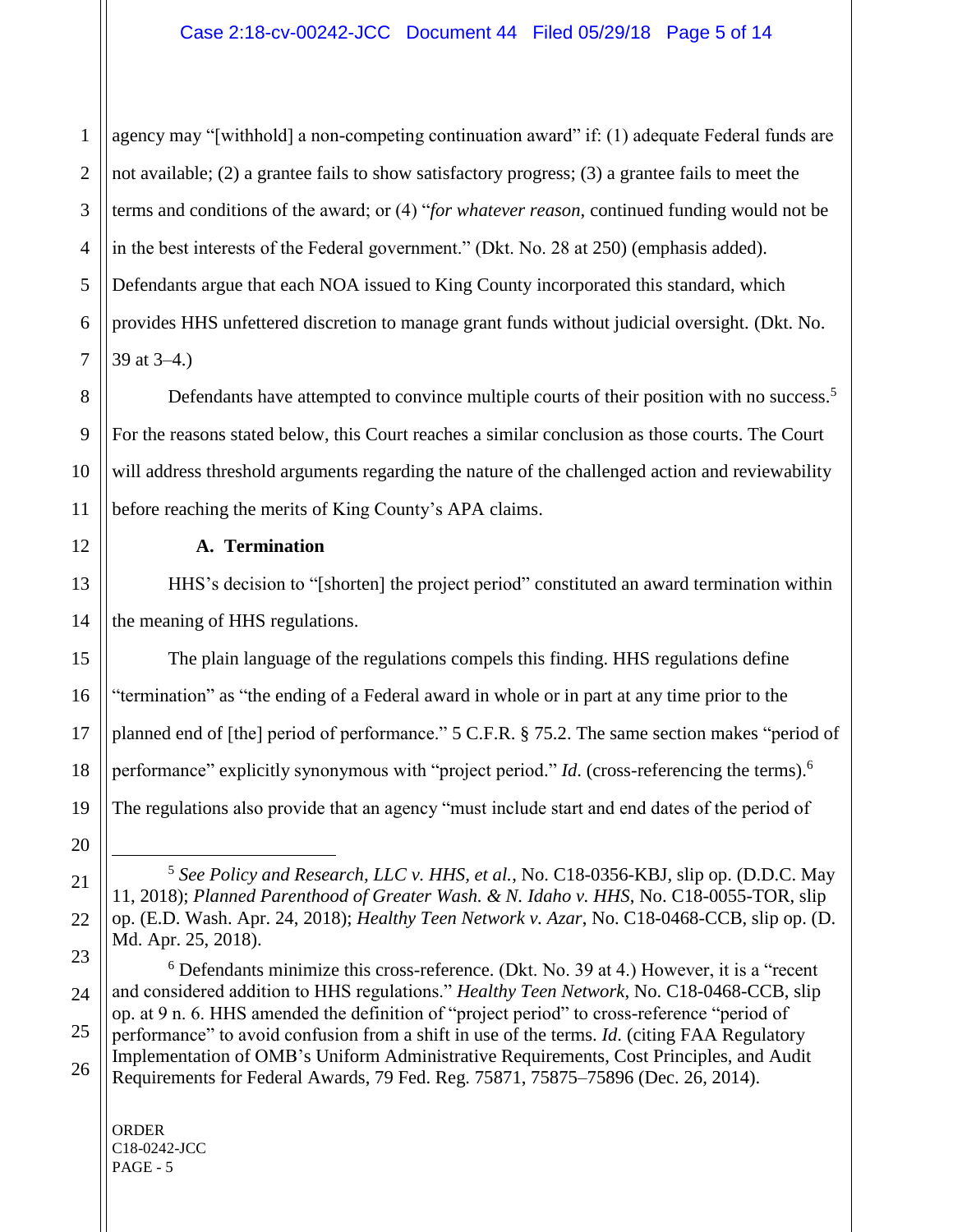agency may "[withhold] a non-competing continuation award" if: (1) adequate Federal funds are not available; (2) a grantee fails to show satisfactory progress; (3) a grantee fails to meet the terms and conditions of the award; or (4) "*for whatever reason*, continued funding would not be in the best interests of the Federal government." (Dkt. No. 28 at 250) (emphasis added). Defendants argue that each NOA issued to King County incorporated this standard, which provides HHS unfettered discretion to manage grant funds without judicial oversight. (Dkt. No. 39 at 3–4.)

Defendants have attempted to convince multiple courts of their position with no success.[5] For the reasons stated below, this Court reaches a similar conclusion as those courts. The Court will address threshold arguments regarding the nature of the challenged action and reviewability before reaching the merits of King County's APA claims.

**A. Termination**

HHS's decision to "[shorten] the project period" constituted an award termination within the meaning of HHS regulations.

The plain language of the regulations compels this finding. HHS regulations define "termination" as "the ending of a Federal award in whole or in part at any time prior to the planned end of [the] period of performance." 5 C.F.R. § 75.2. The same section makes "period of performance" explicitly synonymous with "project period." *Id.* (cross-referencing the terms).[6] The regulations also provide that an agency "must include start and end dates of the period of

---

[5] *See Policy and Research, LLC v. HHS, et al.*, No. C18-0356-KBJ, slip op. (D.D.C. May 11, 2018); *Planned Parenthood of Greater Wash. & N. Idaho v. HHS*, No. C18-0055-TOR, slip op. (E.D. Wash. Apr. 24, 2018); *Healthy Teen Network v. Azar*, No. C18-0468-CCB, slip op. (D. Md. Apr. 25, 2018).

[6] Defendants minimize this cross-reference. (Dkt. No. 39 at 4.) However, it is a "recent and considered addition to HHS regulations." *Healthy Teen Network*, No. C18-0468-CCB, slip op. at 9 n. 6. HHS amended the definition of "project period" to cross-reference "period of performance" to avoid confusion from a shift in use of the terms. *Id.* (citing FAA Regulatory Implementation of OMB's Uniform Administrative Requirements, Cost Principles, and Audit Requirements for Federal Awards, 79 Fed. Reg. 75871, 75875–75896 (Dec. 26, 2014).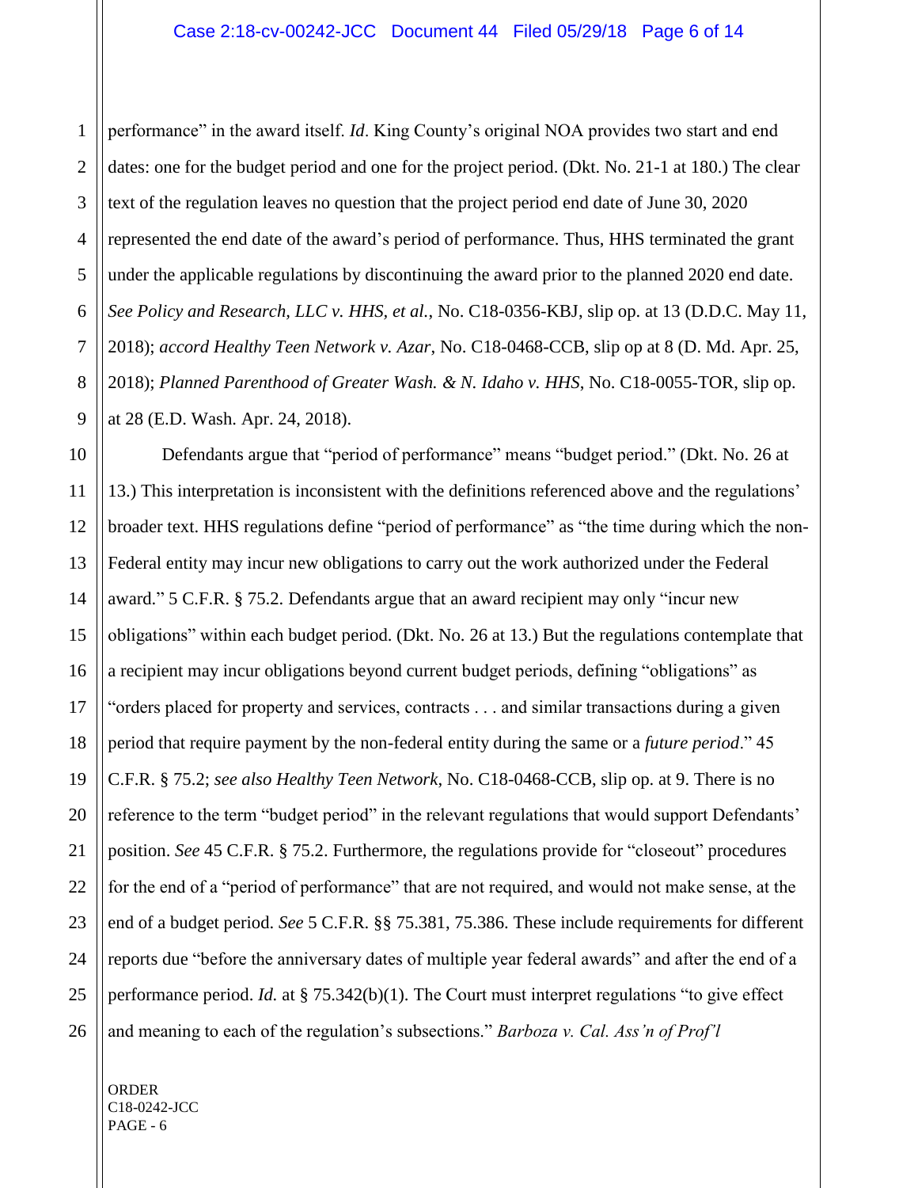performance" in the award itself. *Id*. King County's original NOA provides two start and end dates: one for the budget period and one for the project period. (Dkt. No. 21-1 at 180.) The clear text of the regulation leaves no question that the project period end date of June 30, 2020 represented the end date of the award's period of performance. Thus, HHS terminated the grant under the applicable regulations by discontinuing the award prior to the planned 2020 end date. *See Policy and Research, LLC v. HHS, et al.*, No. C18-0356-KBJ, slip op. at 13 (D.D.C. May 11, 2018); *accord Healthy Teen Network v. Azar*, No. C18-0468-CCB, slip op at 8 (D. Md. Apr. 25, 2018); *Planned Parenthood of Greater Wash. & N. Idaho v. HHS*, No. C18-0055-TOR, slip op. at 28 (E.D. Wash. Apr. 24, 2018).

Defendants argue that "period of performance" means "budget period." (Dkt. No. 26 at 13.) This interpretation is inconsistent with the definitions referenced above and the regulations' broader text. HHS regulations define "period of performance" as "the time during which the non-Federal entity may incur new obligations to carry out the work authorized under the Federal award." 5 C.F.R. § 75.2. Defendants argue that an award recipient may only "incur new obligations" within each budget period. (Dkt. No. 26 at 13.) But the regulations contemplate that a recipient may incur obligations beyond current budget periods, defining "obligations" as "orders placed for property and services, contracts . . . and similar transactions during a given period that require payment by the non-federal entity during the same or a *future period*." 45 C.F.R. § 75.2; *see also Healthy Teen Network*, No. C18-0468-CCB, slip op. at 9. There is no reference to the term "budget period" in the relevant regulations that would support Defendants' position. *See* 45 C.F.R. § 75.2. Furthermore, the regulations provide for "closeout" procedures for the end of a "period of performance" that are not required, and would not make sense, at the end of a budget period. *See* 5 C.F.R. §§ 75.381, 75.386. These include requirements for different reports due "before the anniversary dates of multiple year federal awards" and after the end of a performance period. *Id.* at § 75.342(b)(1). The Court must interpret regulations "to give effect and meaning to each of the regulation's subsections." *Barboza v. Cal. Ass'n of Prof'l*

ORDER
C18-0242-JCC
PAGE - 6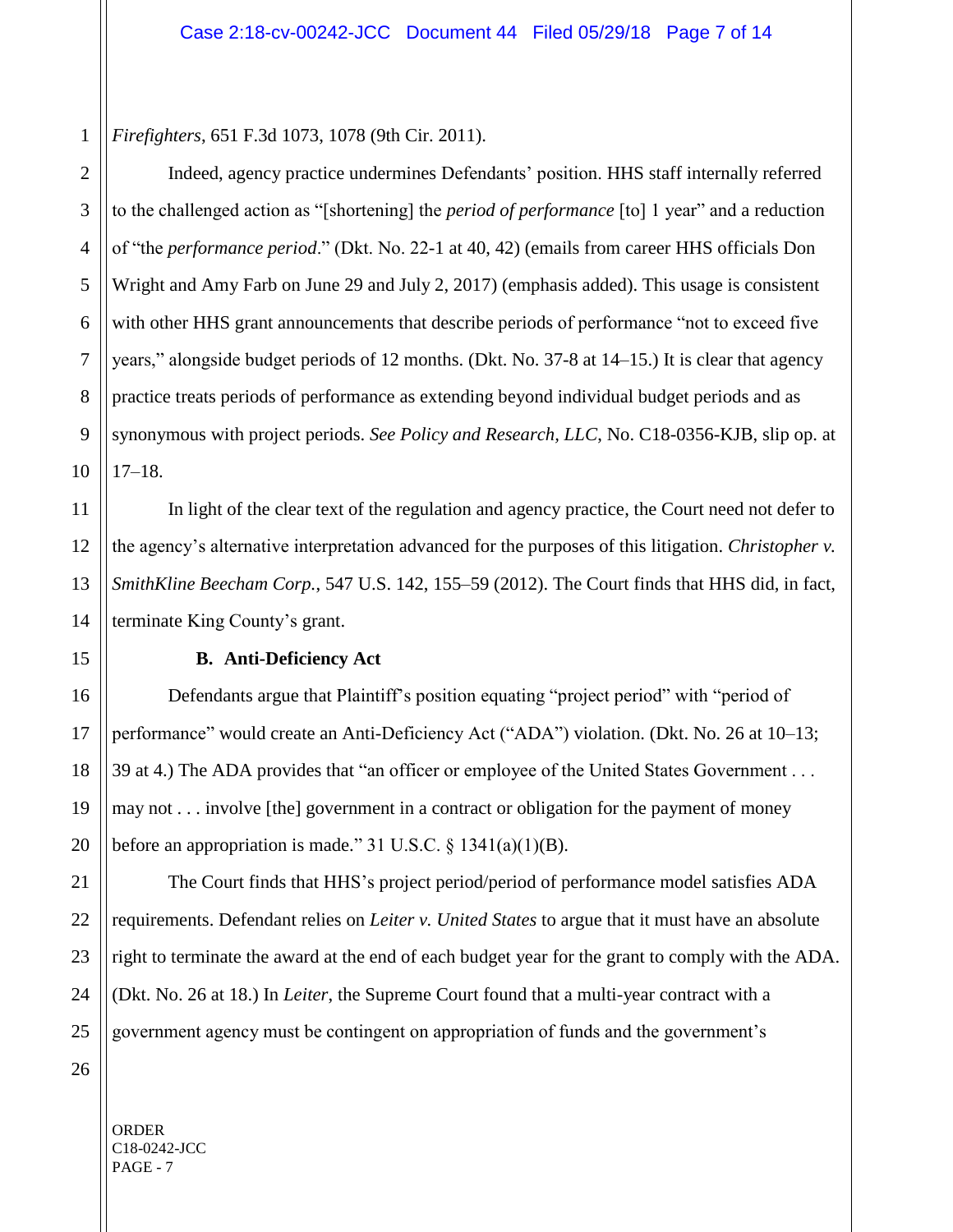*Firefighters*, 651 F.3d 1073, 1078 (9th Cir. 2011).

Indeed, agency practice undermines Defendants' position. HHS staff internally referred to the challenged action as "[shortening] the *period of performance* [to] 1 year" and a reduction of "the *performance period*." (Dkt. No. 22-1 at 40, 42) (emails from career HHS officials Don Wright and Amy Farb on June 29 and July 2, 2017) (emphasis added). This usage is consistent with other HHS grant announcements that describe periods of performance "not to exceed five years," alongside budget periods of 12 months. (Dkt. No. 37-8 at 14–15.) It is clear that agency practice treats periods of performance as extending beyond individual budget periods and as synonymous with project periods. *See Policy and Research, LLC*, No. C18-0356-KJB, slip op. at 17–18.

In light of the clear text of the regulation and agency practice, the Court need not defer to the agency's alternative interpretation advanced for the purposes of this litigation. *Christopher v. SmithKline Beecham Corp.*, 547 U.S. 142, 155–59 (2012). The Court finds that HHS did, in fact, terminate King County's grant.

### B. Anti-Deficiency Act

Defendants argue that Plaintiff's position equating "project period" with "period of performance" would create an Anti-Deficiency Act ("ADA") violation. (Dkt. No. 26 at 10–13; 39 at 4.) The ADA provides that "an officer or employee of the United States Government . . . may not . . . involve [the] government in a contract or obligation for the payment of money before an appropriation is made." 31 U.S.C. § 1341(a)(1)(B).

The Court finds that HHS's project period/period of performance model satisfies ADA requirements. Defendant relies on *Leiter v. United States* to argue that it must have an absolute right to terminate the award at the end of each budget year for the grant to comply with the ADA. (Dkt. No. 26 at 18.) In *Leiter*, the Supreme Court found that a multi-year contract with a government agency must be contingent on appropriation of funds and the government's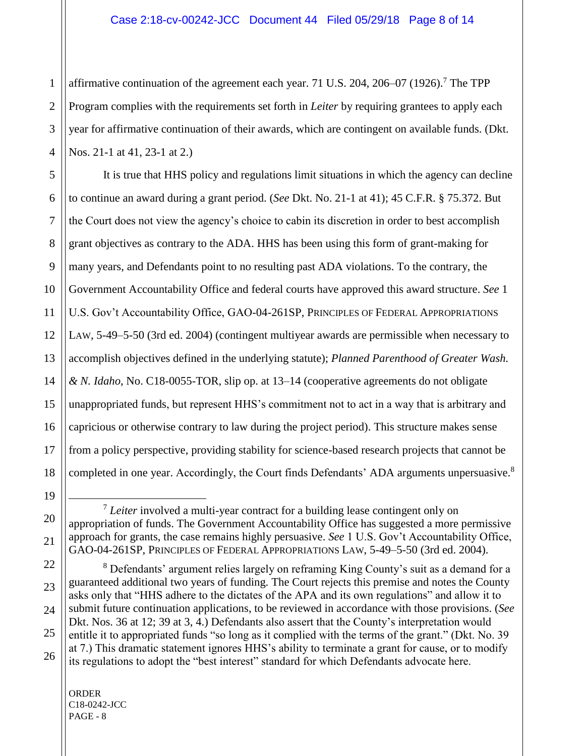affirmative continuation of the agreement each year. 71 U.S. 204, 206–07 (1926).[7] The TPP Program complies with the requirements set forth in *Leiter* by requiring grantees to apply each year for affirmative continuation of their awards, which are contingent on available funds. (Dkt. Nos. 21-1 at 41, 23-1 at 2.)

It is true that HHS policy and regulations limit situations in which the agency can decline to continue an award during a grant period. (*See* Dkt. No. 21-1 at 41); 45 C.F.R. § 75.372. But the Court does not view the agency's choice to cabin its discretion in order to best accomplish grant objectives as contrary to the ADA. HHS has been using this form of grant-making for many years, and Defendants point to no resulting past ADA violations. To the contrary, the Government Accountability Office and federal courts have approved this award structure. *See* 1 U.S. Gov't Accountability Office, GAO-04-261SP, PRINCIPLES OF FEDERAL APPROPRIATIONS LAW, 5-49–5-50 (3rd ed. 2004) (contingent multiyear awards are permissible when necessary to accomplish objectives defined in the underlying statute); *Planned Parenthood of Greater Wash. & N. Idaho*, No. C18-0055-TOR, slip op. at 13–14 (cooperative agreements do not obligate unappropriated funds, but represent HHS's commitment not to act in a way that is arbitrary and capricious or otherwise contrary to law during the project period). This structure makes sense from a policy perspective, providing stability for science-based research projects that cannot be completed in one year. Accordingly, the Court finds Defendants' ADA arguments unpersuasive.[8]

---

[7] *Leiter* involved a multi-year contract for a building lease contingent only on appropriation of funds. The Government Accountability Office has suggested a more permissive approach for grants, the case remains highly persuasive. *See* 1 U.S. Gov't Accountability Office, GAO-04-261SP, PRINCIPLES OF FEDERAL APPROPRIATIONS LAW, 5-49–5-50 (3rd ed. 2004).

[8] Defendants' argument relies largely on reframing King County's suit as a demand for a guaranteed additional two years of funding. The Court rejects this premise and notes the County asks only that "HHS adhere to the dictates of the APA and its own regulations" and allow it to submit future continuation applications, to be reviewed in accordance with those provisions. (*See* Dkt. Nos. 36 at 12; 39 at 3, 4.) Defendants also assert that the County's interpretation would entitle it to appropriated funds "so long as it complied with the terms of the grant." (Dkt. No. 39 at 7.) This dramatic statement ignores HHS's ability to terminate a grant for cause, or to modify its regulations to adopt the "best interest" standard for which Defendants advocate here.

ORDER
C18-0242-JCC
PAGE - 8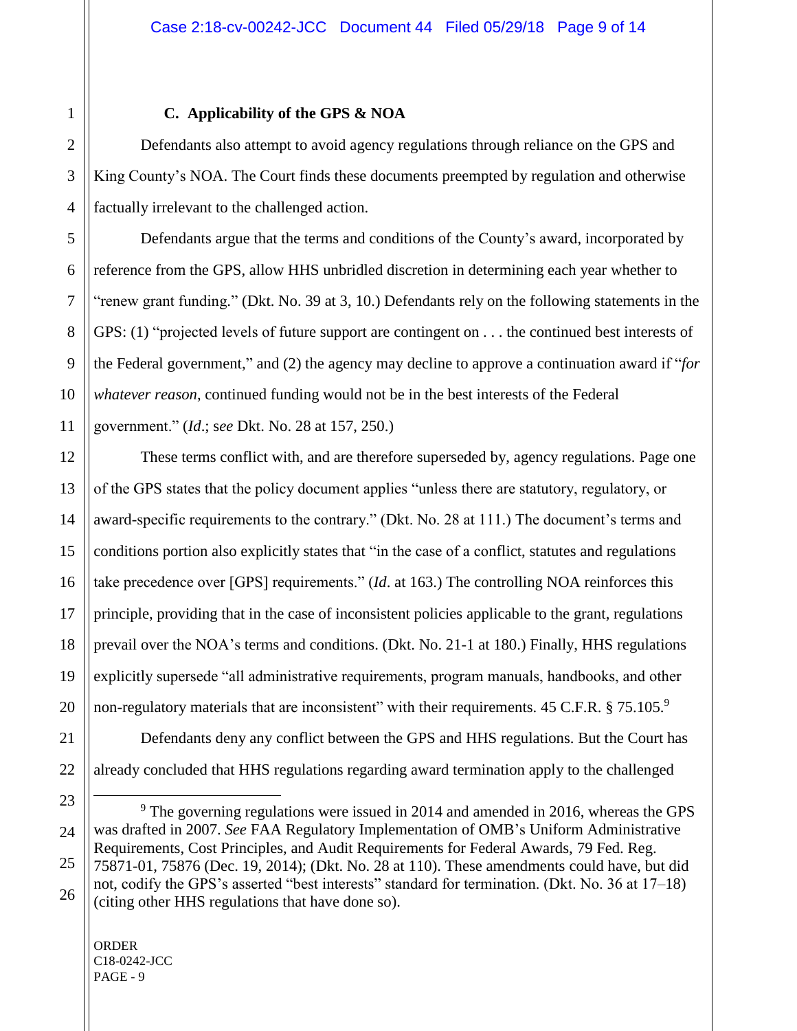### C. Applicability of the GPS & NOA

Defendants also attempt to avoid agency regulations through reliance on the GPS and King County's NOA. The Court finds these documents preempted by regulation and otherwise factually irrelevant to the challenged action.

Defendants argue that the terms and conditions of the County's award, incorporated by reference from the GPS, allow HHS unbridled discretion in determining each year whether to "renew grant funding." (Dkt. No. 39 at 3, 10.) Defendants rely on the following statements in the GPS: (1) "projected levels of future support are contingent on . . . the continued best interests of the Federal government," and (2) the agency may decline to approve a continuation award if "*for whatever reason*, continued funding would not be in the best interests of the Federal government." (*Id*.; *see* Dkt. No. 28 at 157, 250.)

These terms conflict with, and are therefore superseded by, agency regulations. Page one of the GPS states that the policy document applies "unless there are statutory, regulatory, or award-specific requirements to the contrary." (Dkt. No. 28 at 111.) The document's terms and conditions portion also explicitly states that "in the case of a conflict, statutes and regulations take precedence over [GPS] requirements." (*Id*. at 163.) The controlling NOA reinforces this principle, providing that in the case of inconsistent policies applicable to the grant, regulations prevail over the NOA's terms and conditions. (Dkt. No. 21-1 at 180.) Finally, HHS regulations explicitly supersede "all administrative requirements, program manuals, handbooks, and other non-regulatory materials that are inconsistent" with their requirements. 45 C.F.R. § 75.105.[9]

Defendants deny any conflict between the GPS and HHS regulations. But the Court has already concluded that HHS regulations regarding award termination apply to the challenged

[9] The governing regulations were issued in 2014 and amended in 2016, whereas the GPS was drafted in 2007. *See* FAA Regulatory Implementation of OMB's Uniform Administrative Requirements, Cost Principles, and Audit Requirements for Federal Awards, 79 Fed. Reg. 75871-01, 75876 (Dec. 19, 2014); (Dkt. No. 28 at 110). These amendments could have, but did not, codify the GPS's asserted "best interests" standard for termination. (Dkt. No. 36 at 17–18) (citing other HHS regulations that have done so).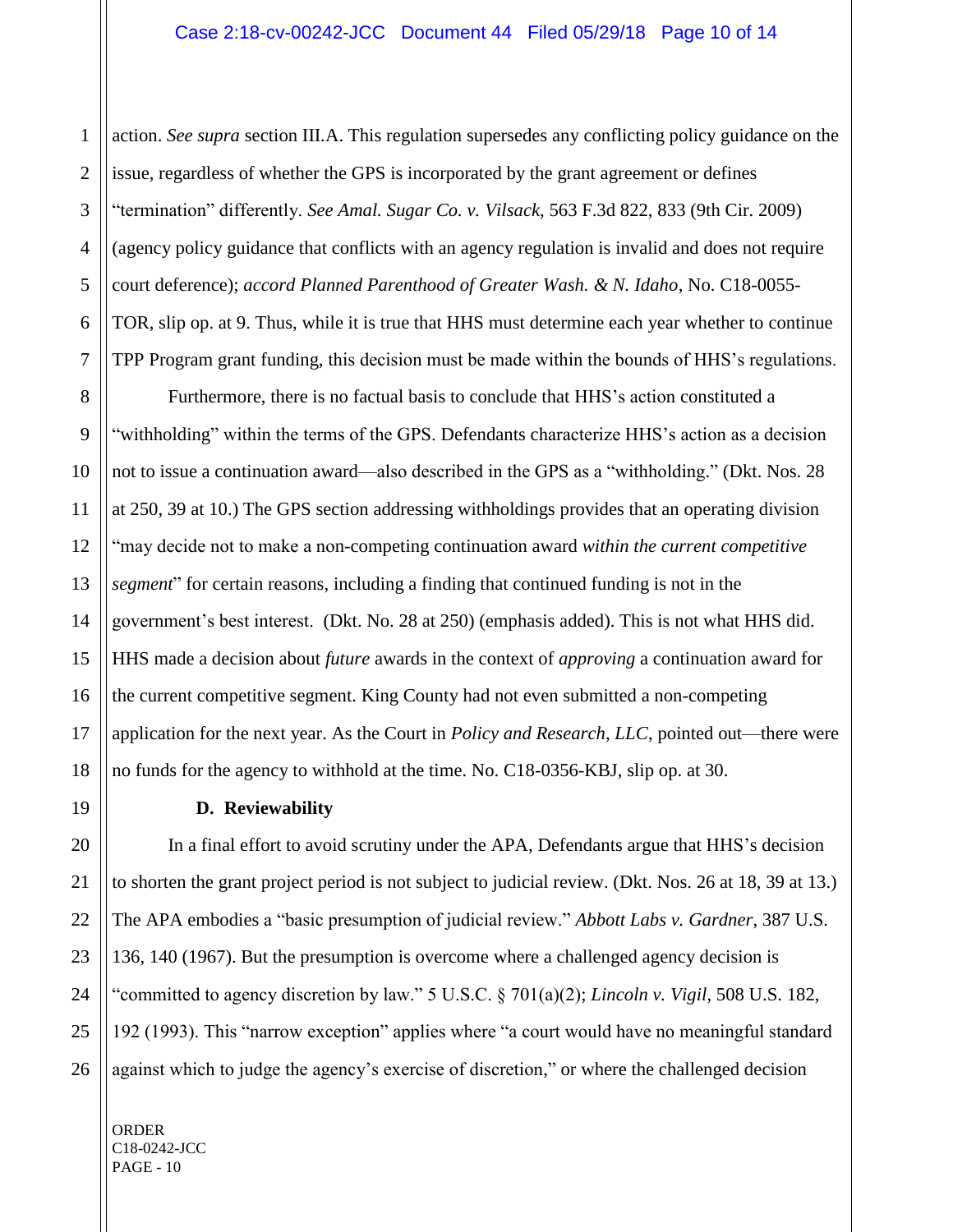action. *See supra* section III.A. This regulation supersedes any conflicting policy guidance on the issue, regardless of whether the GPS is incorporated by the grant agreement or defines "termination" differently. *See Amal. Sugar Co. v. Vilsack*, 563 F.3d 822, 833 (9th Cir. 2009) (agency policy guidance that conflicts with an agency regulation is invalid and does not require court deference); *accord Planned Parenthood of Greater Wash. & N. Idaho*, No. C18-0055-TOR, slip op. at 9. Thus, while it is true that HHS must determine each year whether to continue TPP Program grant funding, this decision must be made within the bounds of HHS's regulations.

Furthermore, there is no factual basis to conclude that HHS's action constituted a "withholding" within the terms of the GPS. Defendants characterize HHS's action as a decision not to issue a continuation award—also described in the GPS as a "withholding." (Dkt. Nos. 28 at 250, 39 at 10.) The GPS section addressing withholdings provides that an operating division "may decide not to make a non-competing continuation award *within the current competitive segment*" for certain reasons, including a finding that continued funding is not in the government's best interest. (Dkt. No. 28 at 250) (emphasis added). This is not what HHS did. HHS made a decision about *future* awards in the context of *approving* a continuation award for the current competitive segment. King County had not even submitted a non-competing application for the next year. As the Court in *Policy and Research, LLC*, pointed out—there were no funds for the agency to withhold at the time. No. C18-0356-KBJ, slip op. at 30.

### D. Reviewability

In a final effort to avoid scrutiny under the APA, Defendants argue that HHS's decision to shorten the grant project period is not subject to judicial review. (Dkt. Nos. 26 at 18, 39 at 13.) The APA embodies a "basic presumption of judicial review." *Abbott Labs v. Gardner*, 387 U.S. 136, 140 (1967). But the presumption is overcome where a challenged agency decision is "committed to agency discretion by law." 5 U.S.C. § 701(a)(2); *Lincoln v. Vigil*, 508 U.S. 182, 192 (1993). This "narrow exception" applies where "a court would have no meaningful standard against which to judge the agency's exercise of discretion," or where the challenged decision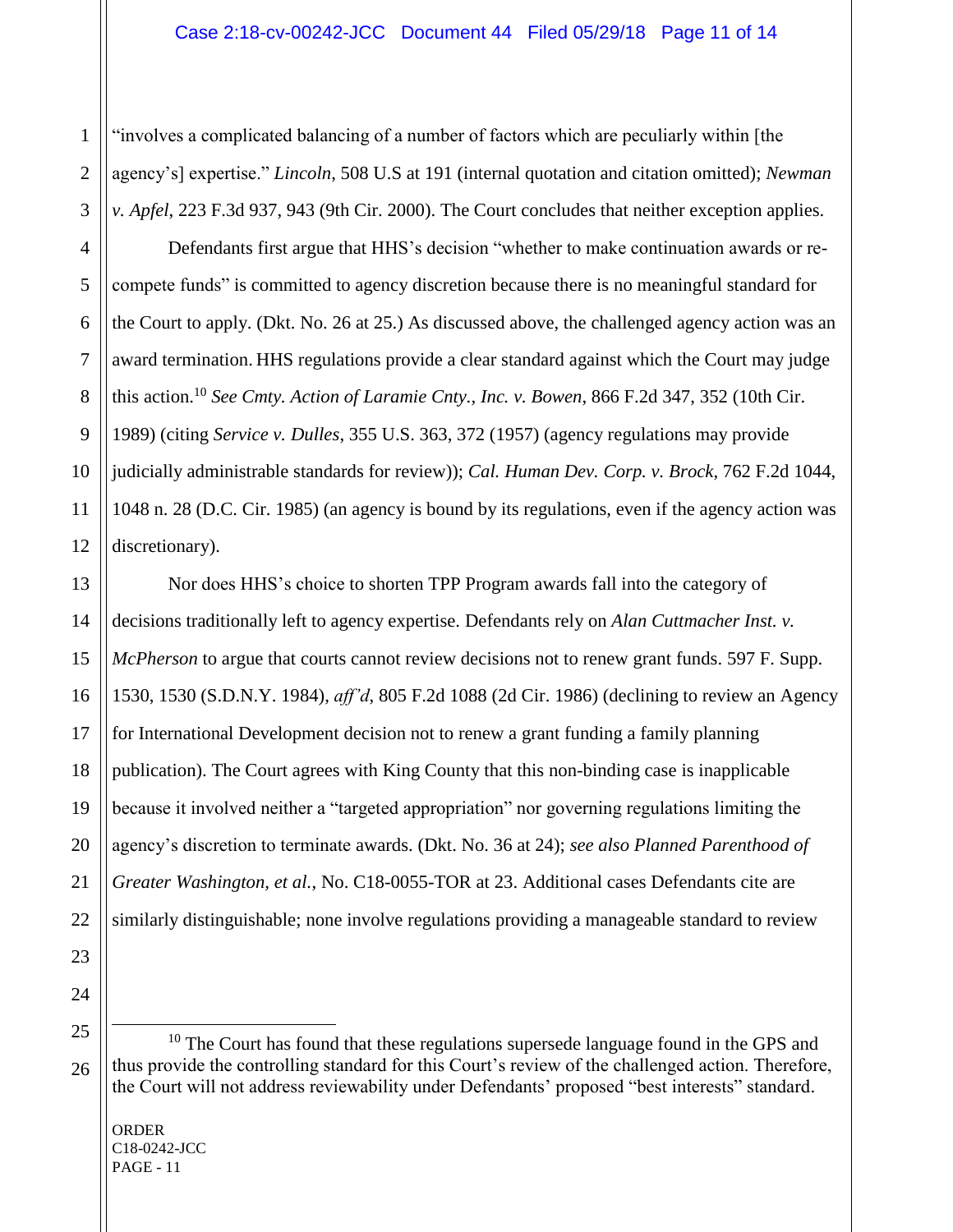"involves a complicated balancing of a number of factors which are peculiarly within [the agency's] expertise." *Lincoln*, 508 U.S at 191 (internal quotation and citation omitted); *Newman v. Apfel*, 223 F.3d 937, 943 (9th Cir. 2000). The Court concludes that neither exception applies.

Defendants first argue that HHS's decision "whether to make continuation awards or re-compete funds" is committed to agency discretion because there is no meaningful standard for the Court to apply. (Dkt. No. 26 at 25.) As discussed above, the challenged agency action was an award termination. HHS regulations provide a clear standard against which the Court may judge this action.[10] *See Cmty. Action of Laramie Cnty., Inc. v. Bowen*, 866 F.2d 347, 352 (10th Cir. 1989) (citing *Service v. Dulles*, 355 U.S. 363, 372 (1957) (agency regulations may provide judicially administrable standards for review)); *Cal. Human Dev. Corp. v. Brock*, 762 F.2d 1044, 1048 n. 28 (D.C. Cir. 1985) (an agency is bound by its regulations, even if the agency action was discretionary).

Nor does HHS's choice to shorten TPP Program awards fall into the category of decisions traditionally left to agency expertise. Defendants rely on *Alan Cuttmacher Inst. v. McPherson* to argue that courts cannot review decisions not to renew grant funds. 597 F. Supp. 1530, 1530 (S.D.N.Y. 1984), *aff'd*, 805 F.2d 1088 (2d Cir. 1986) (declining to review an Agency for International Development decision not to renew a grant funding a family planning publication). The Court agrees with King County that this non-binding case is inapplicable because it involved neither a "targeted appropriation" nor governing regulations limiting the agency's discretion to terminate awards. (Dkt. No. 36 at 24); *see also Planned Parenthood of Greater Washington, et al.*, No. C18-0055-TOR at 23. Additional cases Defendants cite are similarly distinguishable; none involve regulations providing a manageable standard to review

---

[10] The Court has found that these regulations supersede language found in the GPS and thus provide the controlling standard for this Court's review of the challenged action. Therefore, the Court will not address reviewability under Defendants' proposed "best interests" standard.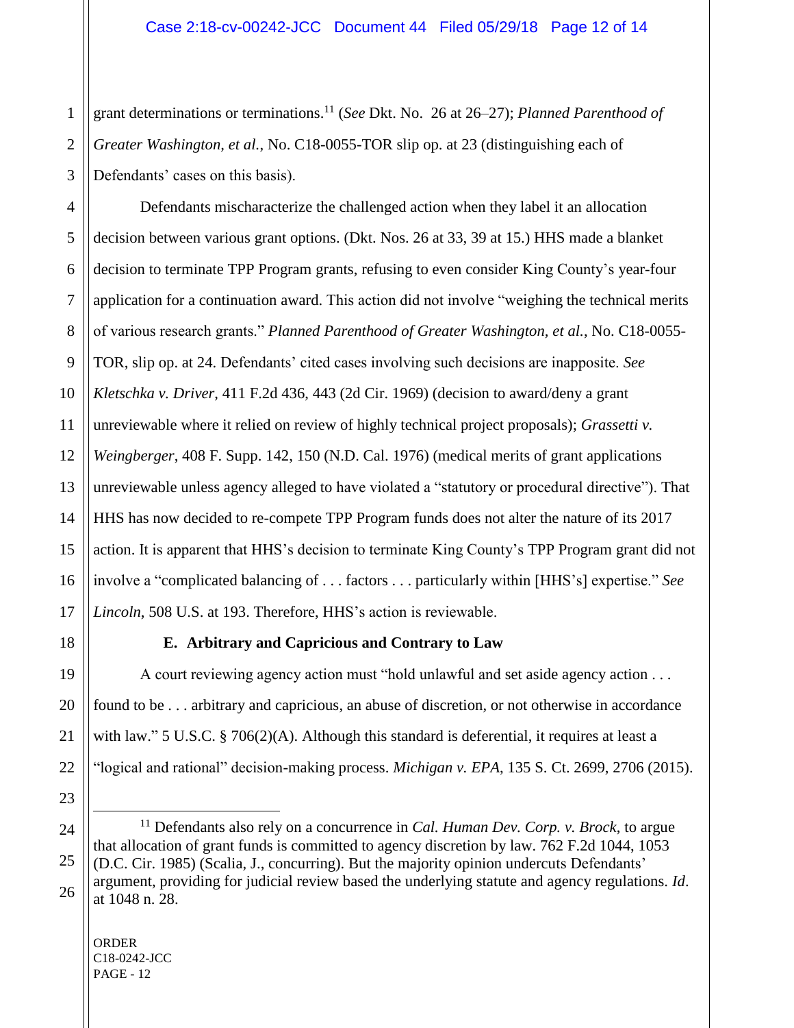grant determinations or terminations.[11] (*See* Dkt. No. 26 at 26–27); *Planned Parenthood of Greater Washington, et al.*, No. C18-0055-TOR slip op. at 23 (distinguishing each of Defendants' cases on this basis).

Defendants mischaracterize the challenged action when they label it an allocation decision between various grant options. (Dkt. Nos. 26 at 33, 39 at 15.) HHS made a blanket decision to terminate TPP Program grants, refusing to even consider King County's year-four application for a continuation award. This action did not involve "weighing the technical merits of various research grants." *Planned Parenthood of Greater Washington, et al.*, No. C18-0055-TOR, slip op. at 24. Defendants' cited cases involving such decisions are inapposite. *See Kletschka v. Driver*, 411 F.2d 436, 443 (2d Cir. 1969) (decision to award/deny a grant unreviewable where it relied on review of highly technical project proposals); *Grassetti v. Weingberger*, 408 F. Supp. 142, 150 (N.D. Cal. 1976) (medical merits of grant applications unreviewable unless agency alleged to have violated a "statutory or procedural directive"). That HHS has now decided to re-compete TPP Program funds does not alter the nature of its 2017 action. It is apparent that HHS's decision to terminate King County's TPP Program grant did not involve a "complicated balancing of . . . factors . . . particularly within [HHS's] expertise." *See Lincoln*, 508 U.S. at 193. Therefore, HHS's action is reviewable.

**E. Arbitrary and Capricious and Contrary to Law**

A court reviewing agency action must "hold unlawful and set aside agency action . . . found to be . . . arbitrary and capricious, an abuse of discretion, or not otherwise in accordance with law." 5 U.S.C. § 706(2)(A). Although this standard is deferential, it requires at least a "logical and rational" decision-making process. *Michigan v. EPA*, 135 S. Ct. 2699, 2706 (2015).

---

[11] Defendants also rely on a concurrence in *Cal. Human Dev. Corp. v. Brock*, to argue that allocation of grant funds is committed to agency discretion by law. 762 F.2d 1044, 1053 (D.C. Cir. 1985) (Scalia, J., concurring). But the majority opinion undercuts Defendants' argument, providing for judicial review based the underlying statute and agency regulations. *Id*. at 1048 n. 28.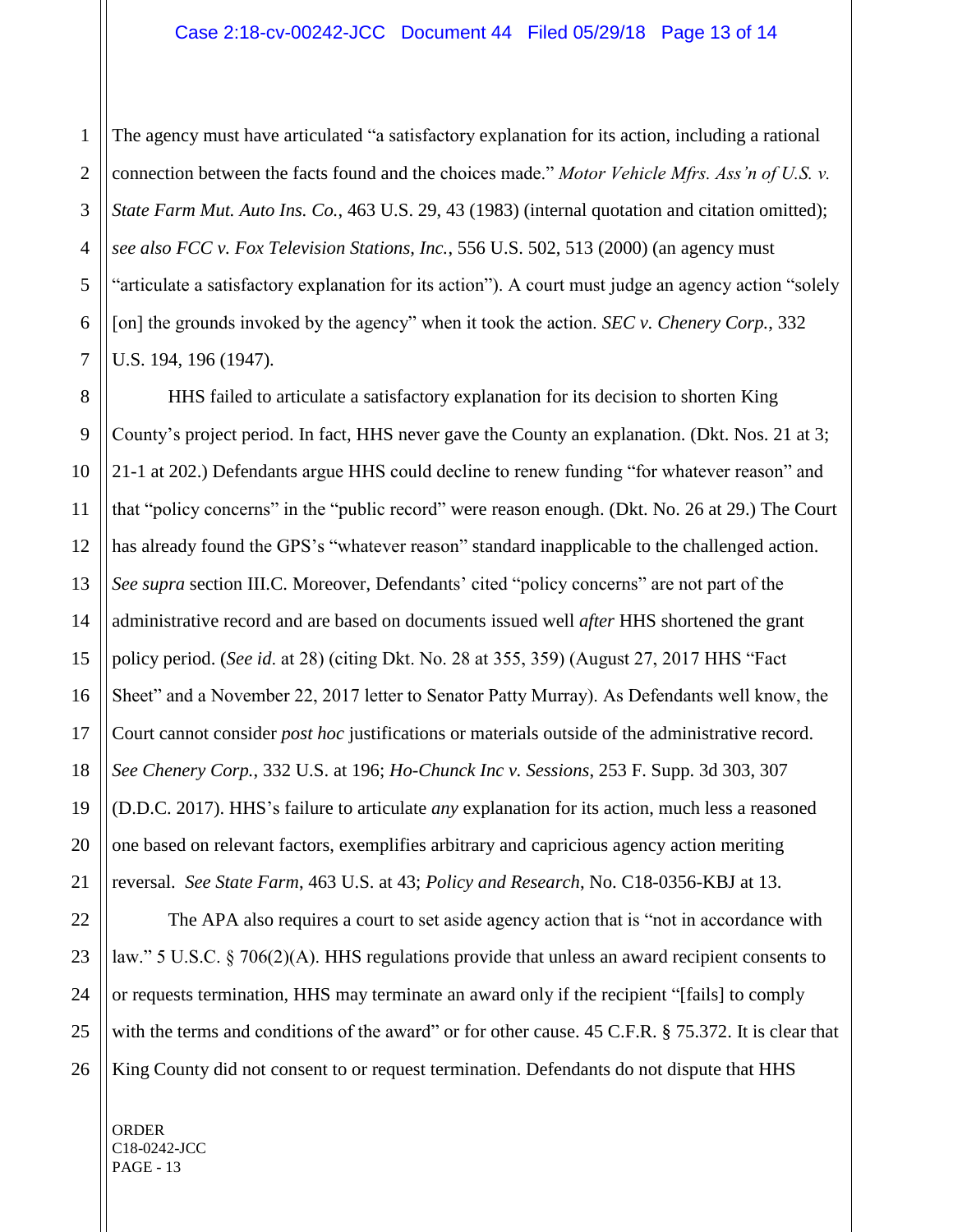The agency must have articulated "a satisfactory explanation for its action, including a rational connection between the facts found and the choices made." *Motor Vehicle Mfrs. Ass'n of U.S. v. State Farm Mut. Auto Ins. Co.*, 463 U.S. 29, 43 (1983) (internal quotation and citation omitted); *see also FCC v. Fox Television Stations, Inc.*, 556 U.S. 502, 513 (2000) (an agency must "articulate a satisfactory explanation for its action"). A court must judge an agency action "solely [on] the grounds invoked by the agency" when it took the action. *SEC v. Chenery Corp.*, 332 U.S. 194, 196 (1947).

HHS failed to articulate a satisfactory explanation for its decision to shorten King County's project period. In fact, HHS never gave the County an explanation. (Dkt. Nos. 21 at 3; 21-1 at 202.) Defendants argue HHS could decline to renew funding "for whatever reason" and that "policy concerns" in the "public record" were reason enough. (Dkt. No. 26 at 29.) The Court has already found the GPS's "whatever reason" standard inapplicable to the challenged action. *See supra* section III.C. Moreover, Defendants' cited "policy concerns" are not part of the administrative record and are based on documents issued well *after* HHS shortened the grant policy period. (*See id.* at 28) (citing Dkt. No. 28 at 355, 359) (August 27, 2017 HHS "Fact Sheet" and a November 22, 2017 letter to Senator Patty Murray). As Defendants well know, the Court cannot consider *post hoc* justifications or materials outside of the administrative record. *See Chenery Corp.*, 332 U.S. at 196; *Ho-Chunck Inc v. Sessions*, 253 F. Supp. 3d 303, 307 (D.D.C. 2017). HHS's failure to articulate *any* explanation for its action, much less a reasoned one based on relevant factors, exemplifies arbitrary and capricious agency action meriting reversal. *See State Farm*, 463 U.S. at 43; *Policy and Research*, No. C18-0356-KBJ at 13.

The APA also requires a court to set aside agency action that is "not in accordance with law." 5 U.S.C. § 706(2)(A). HHS regulations provide that unless an award recipient consents to or requests termination, HHS may terminate an award only if the recipient "[fails] to comply with the terms and conditions of the award" or for other cause. 45 C.F.R. § 75.372. It is clear that King County did not consent to or request termination. Defendants do not dispute that HHS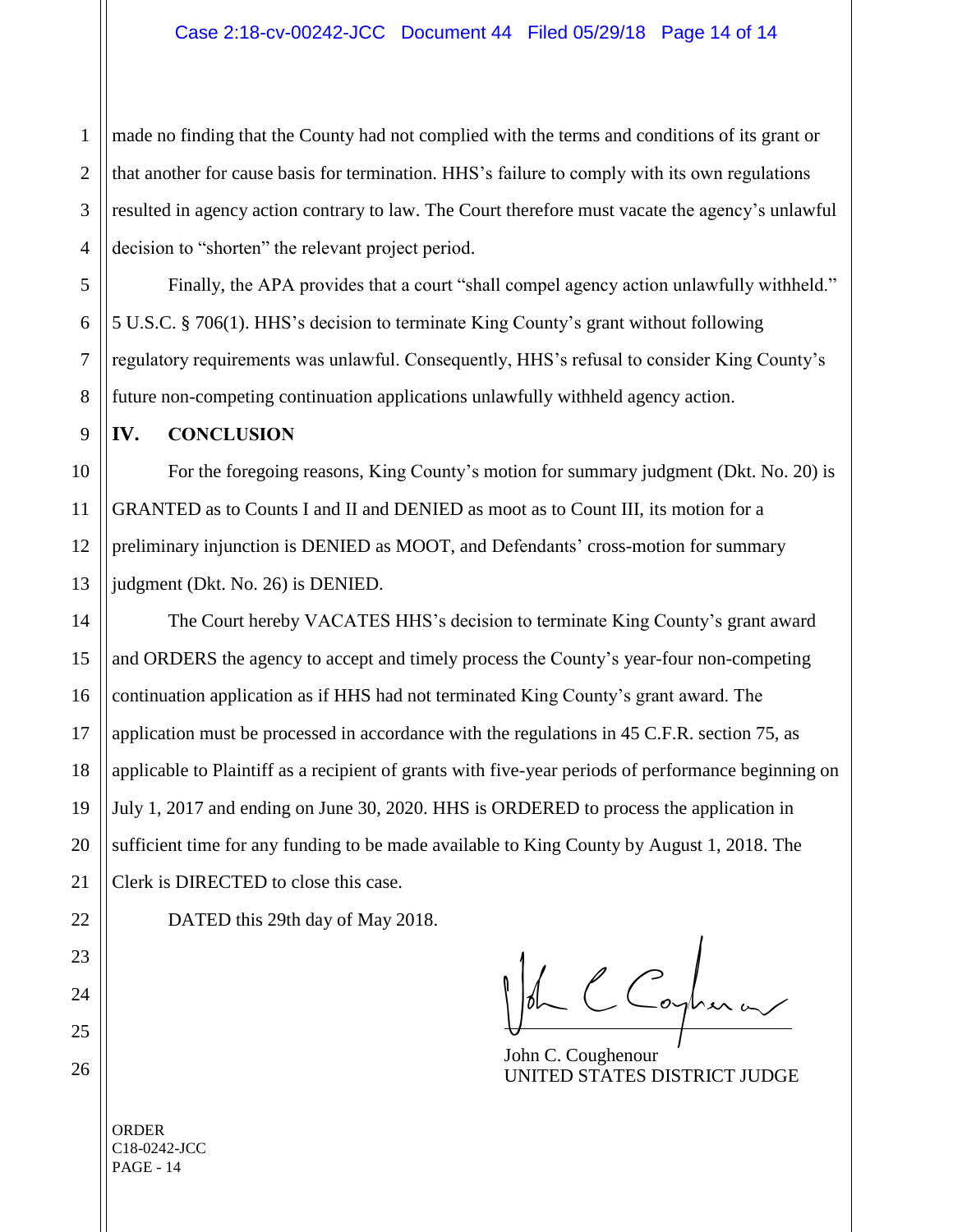made no finding that the County had not complied with the terms and conditions of its grant or that another for cause basis for termination. HHS's failure to comply with its own regulations resulted in agency action contrary to law. The Court therefore must vacate the agency's unlawful decision to "shorten" the relevant project period.

Finally, the APA provides that a court "shall compel agency action unlawfully withheld." 5 U.S.C. § 706(1). HHS's decision to terminate King County's grant without following regulatory requirements was unlawful. Consequently, HHS's refusal to consider King County's future non-competing continuation applications unlawfully withheld agency action.

## IV. CONCLUSION

For the foregoing reasons, King County's motion for summary judgment (Dkt. No. 20) is GRANTED as to Counts I and II and DENIED as moot as to Count III, its motion for a preliminary injunction is DENIED as MOOT, and Defendants' cross-motion for summary judgment (Dkt. No. 26) is DENIED.

The Court hereby VACATES HHS's decision to terminate King County's grant award and ORDERS the agency to accept and timely process the County's year-four non-competing continuation application as if HHS had not terminated King County's grant award. The application must be processed in accordance with the regulations in 45 C.F.R. section 75, as applicable to Plaintiff as a recipient of grants with five-year periods of performance beginning on July 1, 2017 and ending on June 30, 2020. HHS is ORDERED to process the application in sufficient time for any funding to be made available to King County by August 1, 2018. The Clerk is DIRECTED to close this case.

DATED this 29th day of May 2018.

John C. Coughenour
UNITED STATES DISTRICT JUDGE

ORDER
C18-0242-JCC